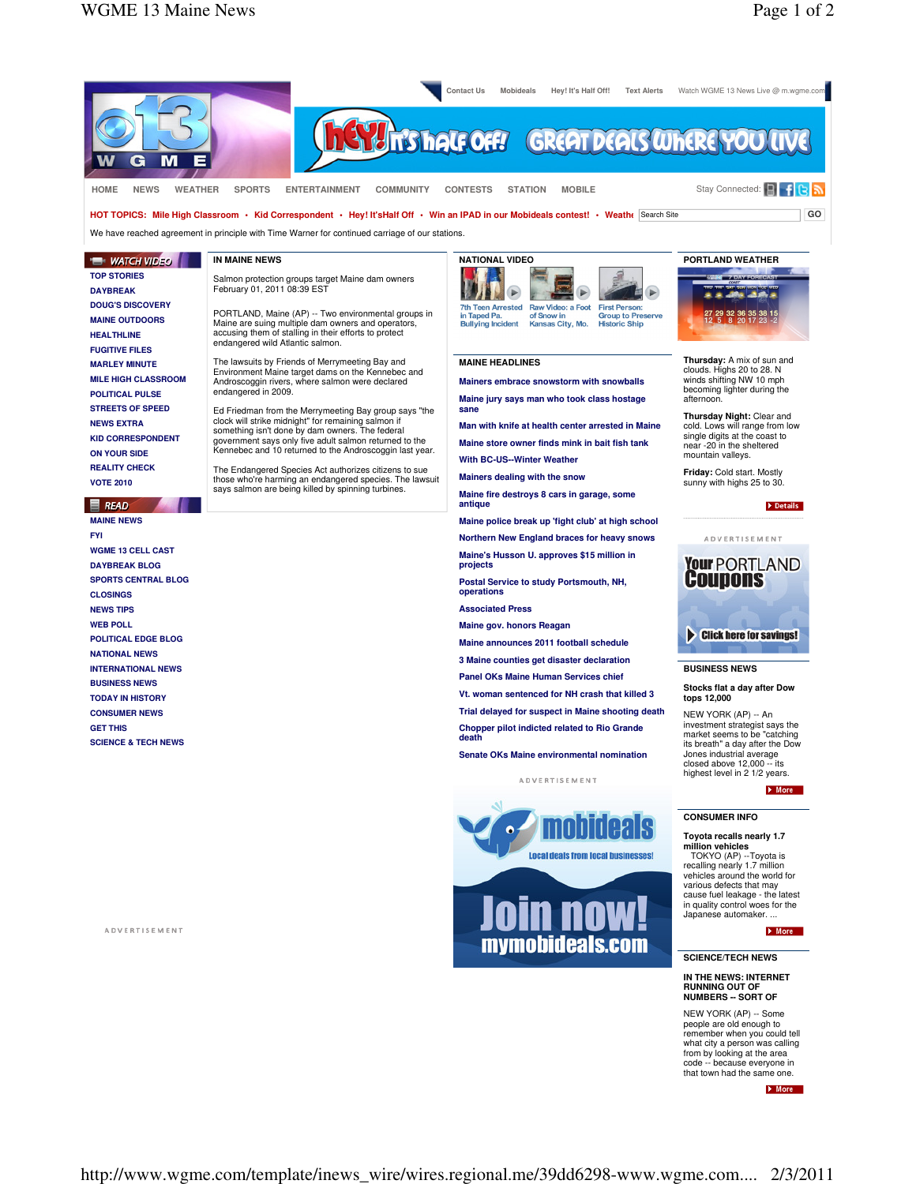Contact Us | Mobideals | Hey! It's Half Off! | Text Alerts | Watch WGME 13 News Live @ m.wgme.com

HOME | NEWS | WEATHER | SPORTS | ENTERTAINMENT | COMMUNITY | CONTESTS | STATION | MOBILE

Stay Connected:

HOT TOPICS: Mile High Classroom • Kid Correspondent • Hey! It'sHalf Off • Win an IPAD in our Mobideals contest! • Weathe

Search Site GO

We have reached agreement in principle with Time Warner for continued carriage of our stations.

**WATCH VIDEO**

- TOP STORIES
- DAYBREAK
- DOUG'S DISCOVERY
- MAINE OUTDOORS
- HEALTHLINE
- FUGITIVE FILES
- MARLEY MINUTE
- MILE HIGH CLASSROOM
- POLITICAL PULSE
- STREETS OF SPEED
- NEWS EXTRA
- KID CORRESPONDENT
- ON YOUR SIDE
- REALITY CHECK
- VOTE 2010

**READ**

- MAINE NEWS
- FYI
- WGME 13 CELL CAST
- DAYBREAK BLOG
- SPORTS CENTRAL BLOG
- CLOSINGS
- NEWS TIPS
- WEB POLL
- POLITICAL EDGE BLOG
- NATIONAL NEWS
- INTERNATIONAL NEWS
- BUSINESS NEWS
- TODAY IN HISTORY
- CONSUMER NEWS
- GET THIS
- SCIENCE & TECH NEWS

ADVERTISEMENT

## IN MAINE NEWS

### Salmon protection groups target Maine dam owners

February 01, 2011 08:39 EST

PORTLAND, Maine (AP) -- Two environmental groups in Maine are suing multiple dam owners and operators, accusing them of stalling in their efforts to protect endangered wild Atlantic salmon.

The lawsuits by Friends of Merrymeeting Bay and Environment Maine target dams on the Kennebec and Androscoggin rivers, where salmon were declared endangered in 2009.

Ed Friedman from the Merrymeeting Bay group says "the clock will strike midnight" for remaining salmon if something isn't done by dam owners. The federal government says only five adult salmon returned to the Kennebec and 10 returned to the Androscoggin last year.

The Endangered Species Act authorizes citizens to sue those who're harming an endangered species. The lawsuit says salmon are being killed by spinning turbines.

## NATIONAL VIDEO

- 7th Teen Arrested in Taped Pa. Bullying Incident
- Raw Video: a Foot of Snow in Kansas City, Mo.
- First Person: Group to Preserve Historic Ship

## MAINE HEADLINES

- Mainers embrace snowstorm with snowballs
- Maine jury says man who took class hostage sane
- Man with knife at health center arrested in Maine
- Maine store owner finds mink in bait fish tank
- With BC-US--Winter Weather
- Mainers dealing with the snow
- Maine fire destroys 8 cars in garage, some antique
- Maine police break up 'fight club' at high school
- Northern New England braces for heavy snows
- Maine's Husson U. approves $15 million in projects
- Postal Service to study Portsmouth, NH, operations
- Associated Press
- Maine gov. honors Reagan
- Maine announces 2011 football schedule
- 3 Maine counties get disaster declaration
- Panel OKs Maine Human Services chief
- Vt. woman sentenced for NH crash that killed 3
- Trial delayed for suspect in Maine shooting death
- Chopper pilot indicted related to Rio Grande death
- Senate OKs Maine environmental nomination

ADVERTISEMENT

mobideals — Local deals from local businesses! Join now! mymobideals.com

## PORTLAND WEATHER

**Thursday:** A mix of sun and clouds. Highs 20 to 28. N winds shifting NW 10 mph becoming lighter during the afternoon.

**Thursday Night:** Clear and cold. Lows will range from low single digits at the coast to near -20 in the sheltered mountain valleys.

**Friday:** Cold start. Mostly sunny with highs 25 to 30.

Details

ADVERTISEMENT

Your PORTLAND Coupons — Click here for savings!

## BUSINESS NEWS

**Stocks flat a day after Dow tops 12,000**

NEW YORK (AP) -- An investment strategist says the market seems to be "catching its breath" a day after the Dow Jones industrial average closed above 12,000 -- its highest level in 2 1/2 years.

More

## CONSUMER INFO

**Toyota recalls nearly 1.7 million vehicles**

TOKYO (AP) --Toyota is recalling nearly 1.7 million vehicles around the world for various defects that may cause fuel leakage - the latest in quality control woes for the Japanese automaker. ...

More

## SCIENCE/TECH NEWS

**IN THE NEWS: INTERNET RUNNING OUT OF NUMBERS -- SORT OF**

NEW YORK (AP) -- Some people are old enough to remember when you could tell what city a person was calling from by looking at the area code -- because everyone in that town had the same one.

More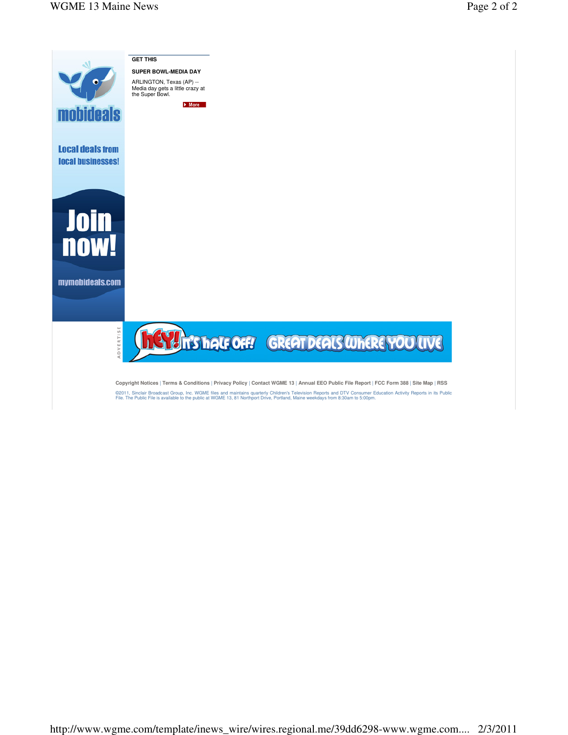**GET THIS**

**SUPER BOWL-MEDIA DAY**

ARLINGTON, Texas (AP) -- Media day gets a little crazy at the Super Bowl.

More

mobideals

Local deals from local businesses!

Join now!

mymobideals.com

ADVERTISE

hey! It's half off! Great deals where you live

Copyright Notices | Terms & Conditions | Privacy Policy | Contact WGME 13 | Annual EEO Public File Report | FCC Form 388 | Site Map | RSS

©2011, Sinclair Broadcast Group, Inc. WGME files and maintains quarterly Children's Television Reports and DTV Consumer Education Activity Reports in its Public File. The Public File is available to the public at WGME 13, 81 Northport Drive, Portland, Maine weekdays from 8:30am to 5:00pm.